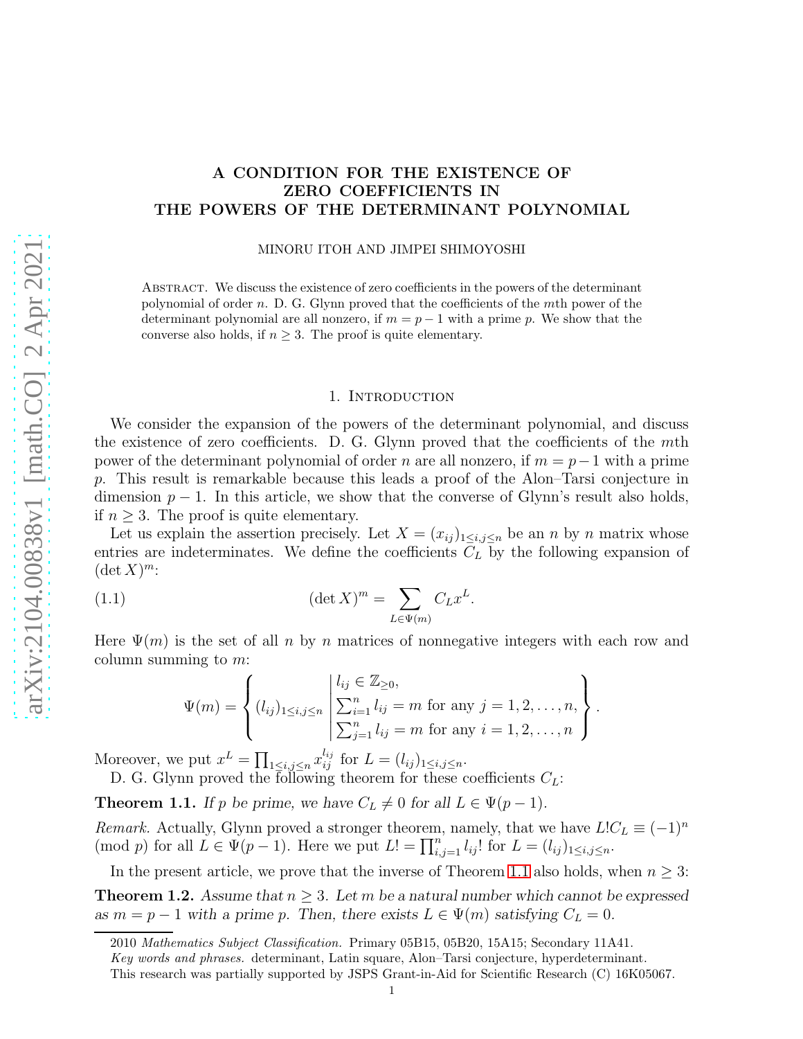# A CONDITION FOR THE EXISTENCE OF ZERO COEFFICIENTS IN THE POWERS OF THE DETERMINANT POLYNOMIAL

MINORU ITOH AND JIMPEI SHIMOYOSHI

Abstract. We discuss the existence of zero coefficients in the powers of the determinant polynomial of order $n$. D. G. Glynn proved that the coefficients of the $m$th power of the determinant polynomial are all nonzero, if $m = p - 1$ with a prime $p$. We show that the converse also holds, if $n \geq 3$. The proof is quite elementary.

## 1. Introduction

We consider the expansion of the powers of the determinant polynomial, and discuss the existence of zero coefficients. D. G. Glynn proved that the coefficients of the $m$th power of the determinant polynomial of order $n$ are all nonzero, if $m = p-1$ with a prime $p$. This result is remarkable because this leads a proof of the Alon–Tarsi conjecture in dimension $p - 1$. In this article, we show that the converse of Glynn's result also holds, if $n \geq 3$. The proof is quite elementary.

Let us explain the assertion precisely. Let $X = (x_{ij})_{1 \leq i,j \leq n}$ be an $n$ by $n$ matrix whose entries are indeterminates. We define the coefficients $C_L$ by the following expansion of $(\det X)^m$:

$$(\det X)^m = \sum_{L \in \Psi(m)} C_L x^L. \tag{1.1}$$

Here $\Psi(m)$ is the set of all $n$ by $n$ matrices of nonnegative integers with each row and column summing to $m$:

$$\Psi(m) = \left\{ (l_{ij})_{1 \leq i,j \leq n} \;\middle|\; \begin{array}{l} l_{ij} \in \mathbb{Z}_{\geq 0}, \\ \sum_{i=1}^n l_{ij} = m \text{ for any } j = 1, 2, \ldots, n, \\ \sum_{j=1}^n l_{ij} = m \text{ for any } i = 1, 2, \ldots, n \end{array} \right\}.$$

Moreover, we put $x^L = \prod_{1 \leq i,j \leq n} x_{ij}^{l_{ij}}$ for $L = (l_{ij})_{1 \leq i,j \leq n}$.

D. G. Glynn proved the following theorem for these coefficients $C_L$:

**Theorem 1.1.** *If $p$ be prime, we have $C_L \neq 0$ for all $L \in \Psi(p - 1)$.*

*Remark.* Actually, Glynn proved a stronger theorem, namely, that we have $L! C_L \equiv (-1)^n \pmod{p}$ for all $L \in \Psi(p-1)$. Here we put $L! = \prod_{i,j=1}^n l_{ij}!$ for $L = (l_{ij})_{1 \leq i,j \leq n}$.

In the present article, we prove that the inverse of Theorem 1.1 also holds, when $n \geq 3$:

**Theorem 1.2.** *Assume that $n \geq 3$. Let $m$ be a natural number which cannot be expressed as $m = p - 1$ with a prime $p$. Then, there exists $L \in \Psi(m)$ satisfying $C_L = 0$.*

2010 *Mathematics Subject Classification.* Primary 05B15, 05B20, 15A15; Secondary 11A41.

*Key words and phrases.* determinant, Latin square, Alon–Tarsi conjecture, hyperdeterminant.

This research was partially supported by JSPS Grant-in-Aid for Scientific Research (C) 16K05067.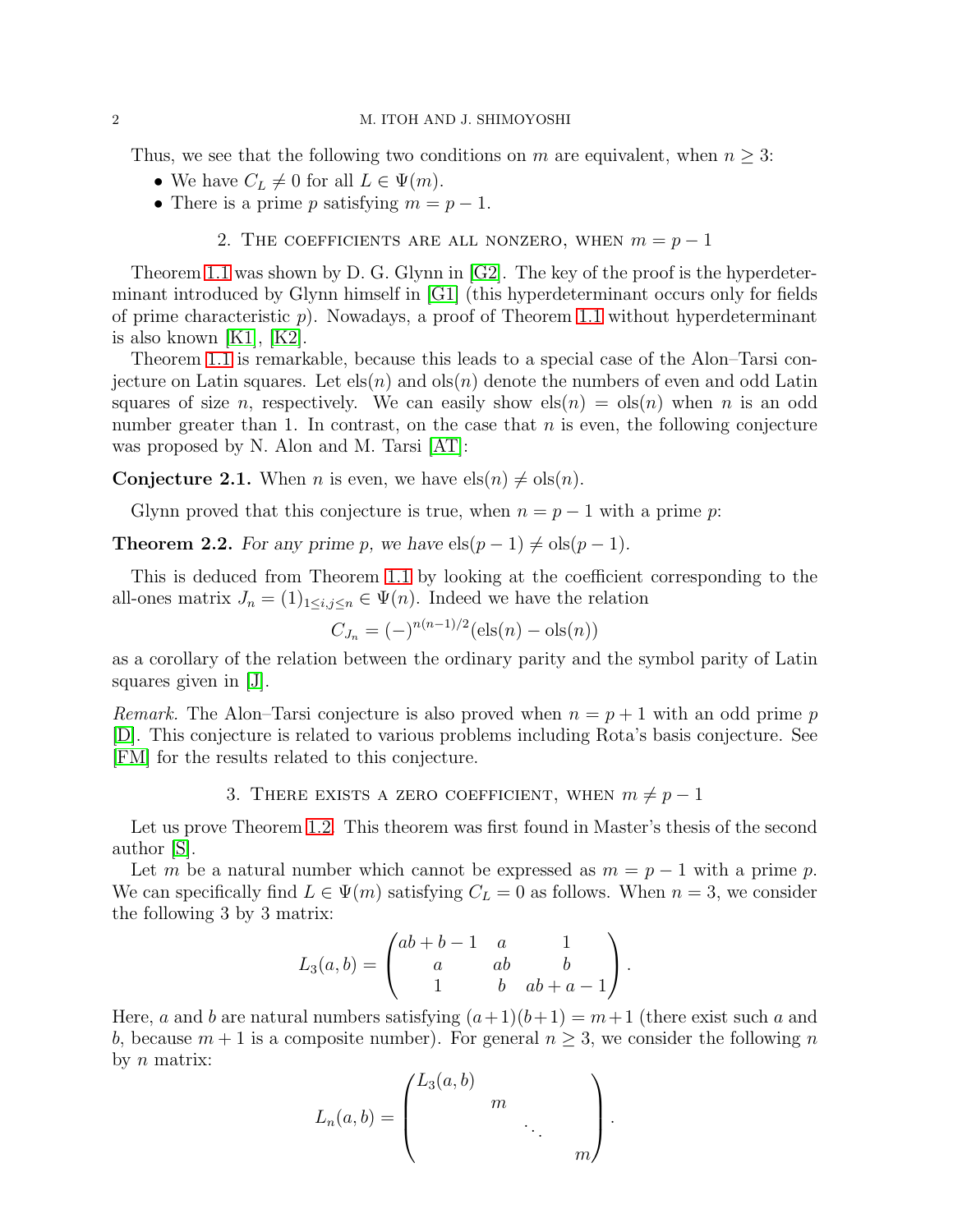Thus, we see that the following two conditions on $m$ are equivalent, when $n \geq 3$:

- We have $C_L \neq 0$ for all $L \in \Psi(m)$.
- There is a prime $p$ satisfying $m = p - 1$.

## 2. The coefficients are all nonzero, when $m = p - 1$

Theorem 1.1 was shown by D. G. Glynn in [G2]. The key of the proof is the hyperdeterminant introduced by Glynn himself in [G1] (this hyperdeterminant occurs only for fields of prime characteristic $p$). Nowadays, a proof of Theorem 1.1 without hyperdeterminant is also known [K1], [K2].

Theorem 1.1 is remarkable, because this leads to a special case of the Alon–Tarsi conjecture on Latin squares. Let $\mathrm{els}(n)$ and $\mathrm{ols}(n)$ denote the numbers of even and odd Latin squares of size $n$, respectively. We can easily show $\mathrm{els}(n) = \mathrm{ols}(n)$ when $n$ is an odd number greater than 1. In contrast, on the case that $n$ is even, the following conjecture was proposed by N. Alon and M. Tarsi [AT]:

**Conjecture 2.1.** When $n$ is even, we have $\mathrm{els}(n) \neq \mathrm{ols}(n)$.

Glynn proved that this conjecture is true, when $n = p - 1$ with a prime $p$:

**Theorem 2.2.** *For any prime $p$, we have* $\mathrm{els}(p-1) \neq \mathrm{ols}(p-1)$.

This is deduced from Theorem 1.1 by looking at the coefficient corresponding to the all-ones matrix $J_n = (1)_{1 \leq i,j \leq n} \in \Psi(n)$. Indeed we have the relation

$$C_{J_n} = (-)^{n(n-1)/2}(\mathrm{els}(n) - \mathrm{ols}(n))$$

as a corollary of the relation between the ordinary parity and the symbol parity of Latin squares given in [J].

*Remark.* The Alon–Tarsi conjecture is also proved when $n = p + 1$ with an odd prime $p$ [D]. This conjecture is related to various problems including Rota's basis conjecture. See [FM] for the results related to this conjecture.

## 3. There exists a zero coefficient, when $m \neq p - 1$

Let us prove Theorem 1.2. This theorem was first found in Master's thesis of the second author [S].

Let $m$ be a natural number which cannot be expressed as $m = p - 1$ with a prime $p$. We can specifically find $L \in \Psi(m)$ satisfying $C_L = 0$ as follows. When $n = 3$, we consider the following 3 by 3 matrix:

$$L_3(a,b) = \begin{pmatrix} ab+b-1 & a & 1 \\ a & ab & b \\ 1 & b & ab+a-1 \end{pmatrix}.$$

Here, $a$ and $b$ are natural numbers satisfying $(a+1)(b+1) = m+1$ (there exist such $a$ and $b$, because $m+1$ is a composite number). For general $n \geq 3$, we consider the following $n$ by $n$ matrix:

$$L_n(a,b) = \begin{pmatrix} L_3(a,b) & & & \\ & m & & \\ & & \ddots & \\ & & & m \end{pmatrix}.$$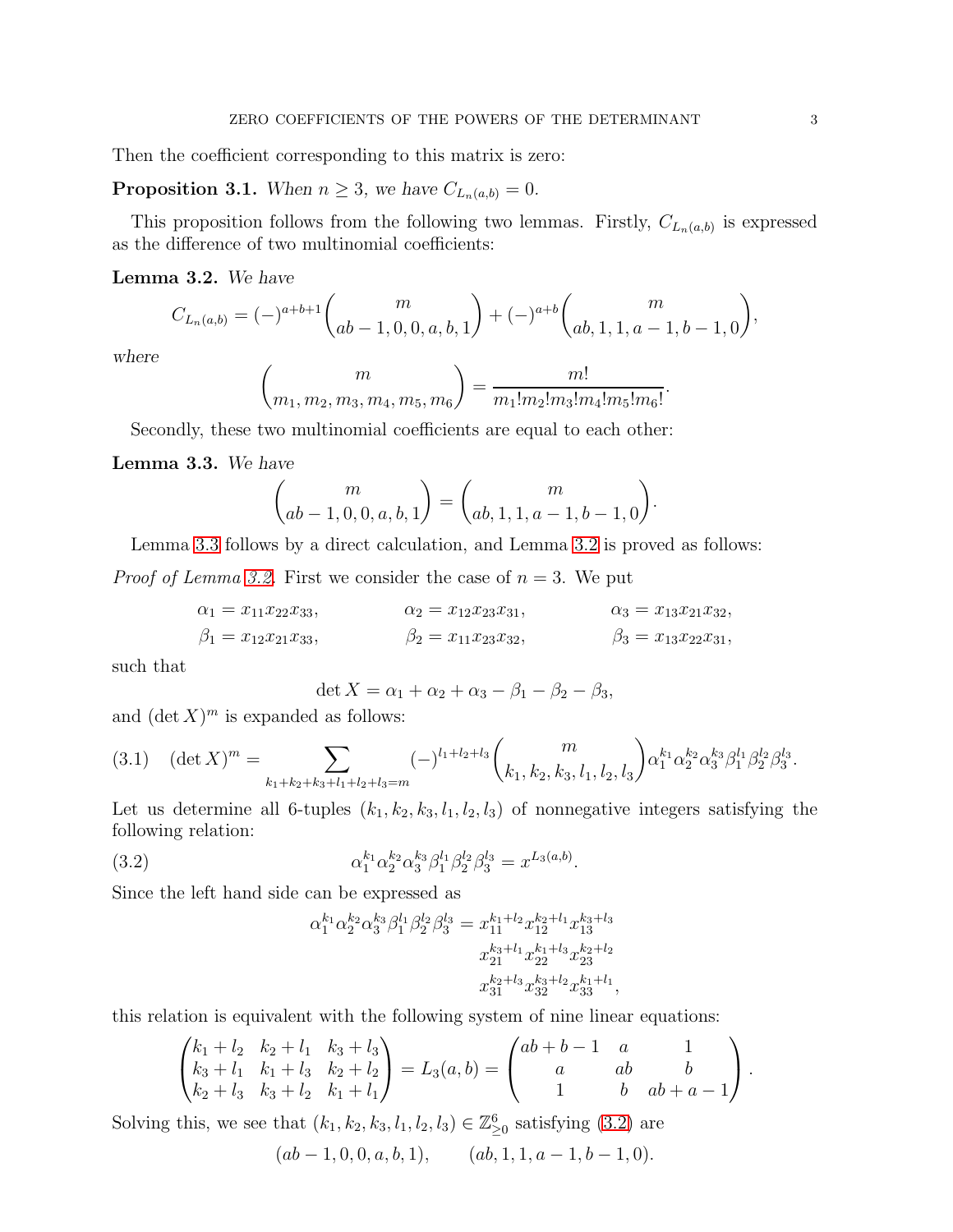Then the coefficient corresponding to this matrix is zero:

**Proposition 3.1.** *When $n \geq 3$, we have $C_{L_n(a,b)} = 0$.*

This proposition follows from the following two lemmas. Firstly, $C_{L_n(a,b)}$ is expressed as the difference of two multinomial coefficients:

**Lemma 3.2.** *We have*

$$C_{L_n(a,b)} = (-)^{a+b+1}\binom{m}{ab-1,0,0,a,b,1} + (-)^{a+b}\binom{m}{ab,1,1,a-1,b-1,0},$$

*where*

$$\binom{m}{m_1,m_2,m_3,m_4,m_5,m_6} = \frac{m!}{m_1!m_2!m_3!m_4!m_5!m_6!}.$$

Secondly, these two multinomial coefficients are equal to each other:

**Lemma 3.3.** *We have*

$$\binom{m}{ab-1,0,0,a,b,1} = \binom{m}{ab,1,1,a-1,b-1,0}.$$

Lemma 3.3 follows by a direct calculation, and Lemma 3.2 is proved as follows:

*Proof of Lemma 3.2.* First we consider the case of $n = 3$. We put

$$\alpha_1 = x_{11}x_{22}x_{33}, \qquad \alpha_2 = x_{12}x_{23}x_{31}, \qquad \alpha_3 = x_{13}x_{21}x_{32},$$
$$\beta_1 = x_{12}x_{21}x_{33}, \qquad \beta_2 = x_{11}x_{23}x_{32}, \qquad \beta_3 = x_{13}x_{22}x_{31},$$

such that

$$\det X = \alpha_1 + \alpha_2 + \alpha_3 - \beta_1 - \beta_2 - \beta_3,$$

and $(\det X)^m$ is expanded as follows:

$$(\det X)^m = \sum_{k_1+k_2+k_3+l_1+l_2+l_3=m} (-)^{l_1+l_2+l_3}\binom{m}{k_1,k_2,k_3,l_1,l_2,l_3}\alpha_1^{k_1}\alpha_2^{k_2}\alpha_3^{k_3}\beta_1^{l_1}\beta_2^{l_2}\beta_3^{l_3}. \tag{3.1}$$

Let us determine all 6-tuples $(k_1, k_2, k_3, l_1, l_2, l_3)$ of nonnegative integers satisfying the following relation:

$$\alpha_1^{k_1}\alpha_2^{k_2}\alpha_3^{k_3}\beta_1^{l_1}\beta_2^{l_2}\beta_3^{l_3} = x^{L_3(a,b)}. \tag{3.2}$$

Since the left hand side can be expressed as

$$\begin{aligned}\alpha_1^{k_1}\alpha_2^{k_2}\alpha_3^{k_3}\beta_1^{l_1}\beta_2^{l_2}\beta_3^{l_3} = {} & x_{11}^{k_1+l_2}x_{12}^{k_2+l_1}x_{13}^{k_3+l_3} \\ & x_{21}^{k_3+l_1}x_{22}^{k_1+l_3}x_{23}^{k_2+l_2} \\ & x_{31}^{k_2+l_3}x_{32}^{k_3+l_2}x_{33}^{k_1+l_1},\end{aligned}$$

this relation is equivalent with the following system of nine linear equations:

$$\begin{pmatrix} k_1+l_2 & k_2+l_1 & k_3+l_3 \\ k_3+l_1 & k_1+l_3 & k_2+l_2 \\ k_2+l_3 & k_3+l_2 & k_1+l_1 \end{pmatrix} = L_3(a,b) = \begin{pmatrix} ab+b-1 & a & 1 \\ a & ab & b \\ 1 & b & ab+a-1 \end{pmatrix}.$$

Solving this, we see that $(k_1, k_2, k_3, l_1, l_2, l_3) \in \mathbb{Z}_{\geq 0}^6$ satisfying (3.2) are

$$(ab-1, 0, 0, a, b, 1), \qquad (ab, 1, 1, a-1, b-1, 0).$$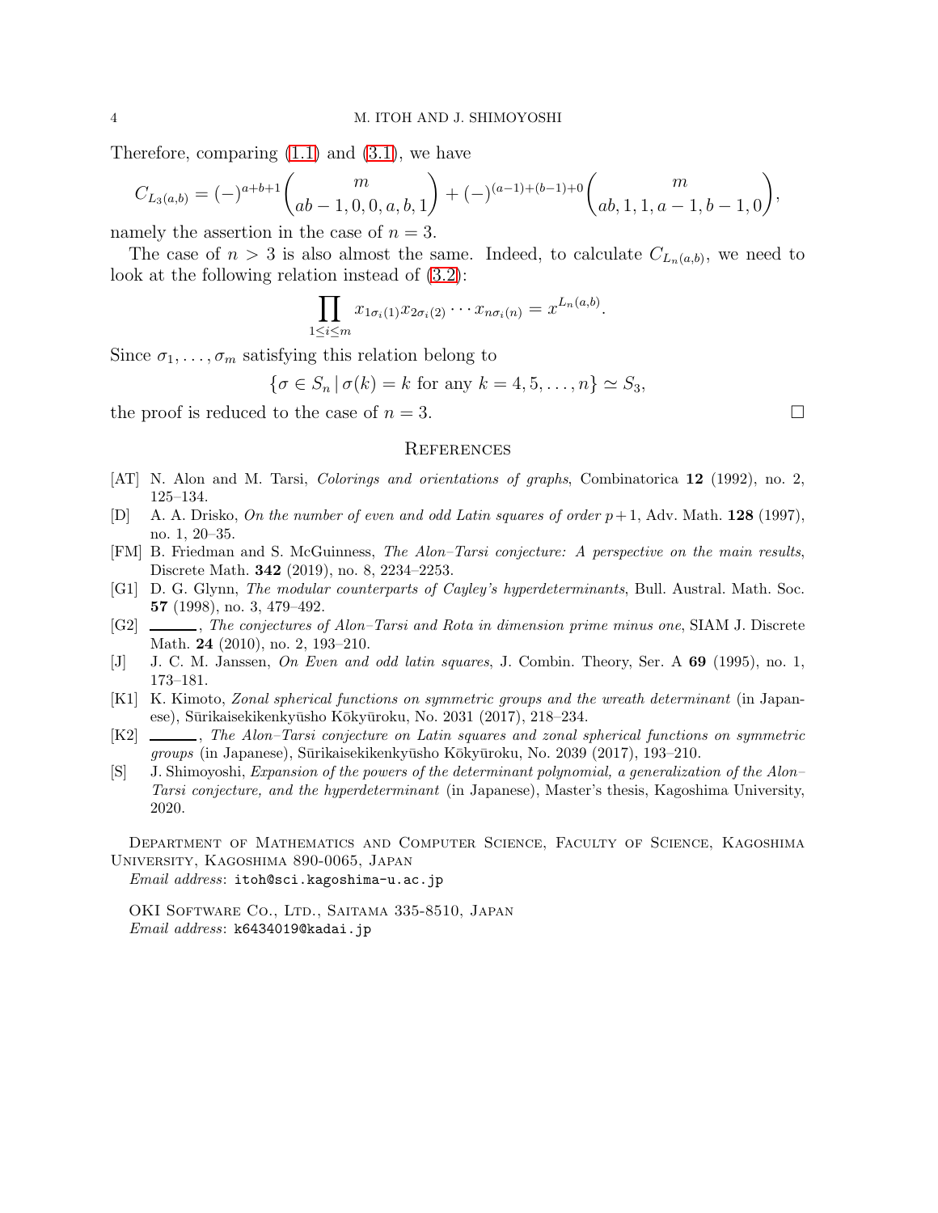Therefore, comparing (1.1) and (3.1), we have

$$C_{L_3(a,b)} = (-)^{a+b+1}\binom{m}{ab-1,0,0,a,b,1} + (-)^{(a-1)+(b-1)+0}\binom{m}{ab,1,1,a-1,b-1,0},$$

namely the assertion in the case of $n = 3$.

The case of $n > 3$ is also almost the same. Indeed, to calculate $C_{L_n(a,b)}$, we need to look at the following relation instead of (3.2):

$$\prod_{1\le i\le m} x_{1\sigma_i(1)}x_{2\sigma_i(2)}\cdots x_{n\sigma_i(n)} = x^{L_n(a,b)}.$$

Since $\sigma_1,\dots,\sigma_m$ satisfying this relation belong to

$$\{\sigma \in S_n \mid \sigma(k) = k \text{ for any } k = 4,5,\dots,n\} \simeq S_3,$$

the proof is reduced to the case of $n = 3$. □

## References

[AT] N. Alon and M. Tarsi, *Colorings and orientations of graphs*, Combinatorica **12** (1992), no. 2, 125–134.

[D] A. A. Drisko, *On the number of even and odd Latin squares of order $p+1$*, Adv. Math. **128** (1997), no. 1, 20–35.

[FM] B. Friedman and S. McGuinness, *The Alon–Tarsi conjecture: A perspective on the main results*, Discrete Math. **342** (2019), no. 8, 2234–2253.

[G1] D. G. Glynn, *The modular counterparts of Cayley's hyperdeterminants*, Bull. Austral. Math. Soc. **57** (1998), no. 3, 479–492.

[G2] ———, *The conjectures of Alon–Tarsi and Rota in dimension prime minus one*, SIAM J. Discrete Math. **24** (2010), no. 2, 193–210.

[J] J. C. M. Janssen, *On Even and odd latin squares*, J. Combin. Theory, Ser. A **69** (1995), no. 1, 173–181.

[K1] K. Kimoto, *Zonal spherical functions on symmetric groups and the wreath determinant* (in Japanese), Sūrikaisekikenkyūsho Kōkyūroku, No. 2031 (2017), 218–234.

[K2] ———, *The Alon–Tarsi conjecture on Latin squares and zonal spherical functions on symmetric groups* (in Japanese), Sūrikaisekikenkyūsho Kōkyūroku, No. 2039 (2017), 193–210.

[S] J. Shimoyoshi, *Expansion of the powers of the determinant polynomial, a generalization of the Alon–Tarsi conjecture, and the hyperdeterminant* (in Japanese), Master's thesis, Kagoshima University, 2020.

Department of Mathematics and Computer Science, Faculty of Science, Kagoshima University, Kagoshima 890-0065, Japan
*Email address*: itoh@sci.kagoshima-u.ac.jp

OKI Software Co., Ltd., Saitama 335-8510, Japan
*Email address*: k6434019@kadai.jp